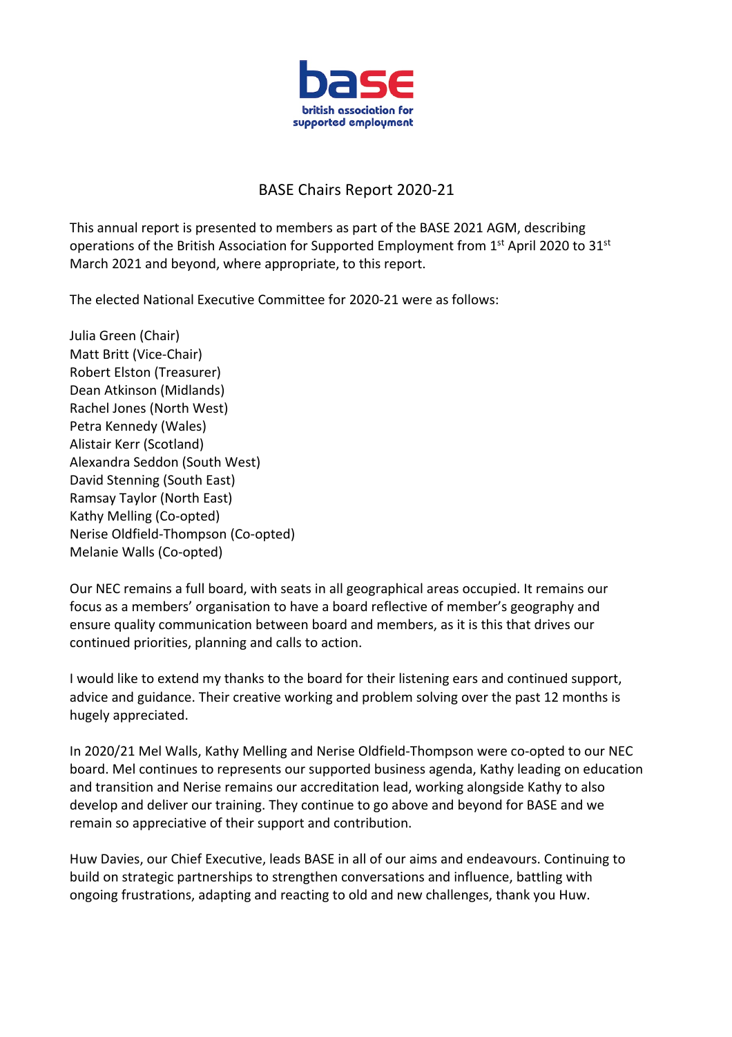# BASE Chairs Report 2020-21

This annual report is presented to members as part of the BASE 2021 AGM, describing operations of the British Association for Supported Employment from 1st April 2020 to 31st March 2021 and beyond, where appropriate, to this report.

The elected National Executive Committee for 2020-21 were as follows:

Julia Green (Chair)
Matt Britt (Vice-Chair)
Robert Elston (Treasurer)
Dean Atkinson (Midlands)
Rachel Jones (North West)
Petra Kennedy (Wales)
Alistair Kerr (Scotland)
Alexandra Seddon (South West)
David Stenning (South East)
Ramsay Taylor (North East)
Kathy Melling (Co-opted)
Nerise Oldfield-Thompson (Co-opted)
Melanie Walls (Co-opted)

Our NEC remains a full board, with seats in all geographical areas occupied. It remains our focus as a members' organisation to have a board reflective of member's geography and ensure quality communication between board and members, as it is this that drives our continued priorities, planning and calls to action.

I would like to extend my thanks to the board for their listening ears and continued support, advice and guidance. Their creative working and problem solving over the past 12 months is hugely appreciated.

In 2020/21 Mel Walls, Kathy Melling and Nerise Oldfield-Thompson were co-opted to our NEC board. Mel continues to represents our supported business agenda, Kathy leading on education and transition and Nerise remains our accreditation lead, working alongside Kathy to also develop and deliver our training. They continue to go above and beyond for BASE and we remain so appreciative of their support and contribution.

Huw Davies, our Chief Executive, leads BASE in all of our aims and endeavours. Continuing to build on strategic partnerships to strengthen conversations and influence, battling with ongoing frustrations, adapting and reacting to old and new challenges, thank you Huw.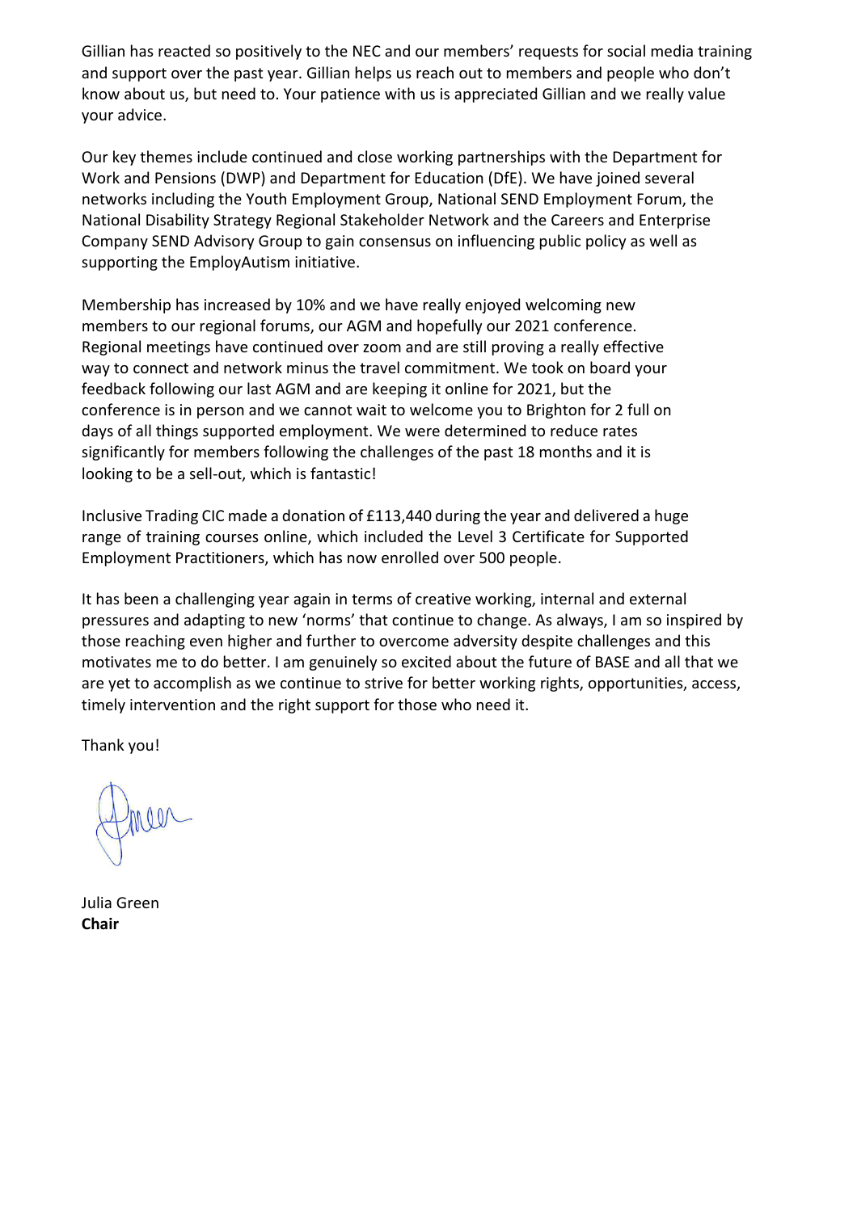Gillian has reacted so positively to the NEC and our members' requests for social media training and support over the past year. Gillian helps us reach out to members and people who don't know about us, but need to. Your patience with us is appreciated Gillian and we really value your advice.

Our key themes include continued and close working partnerships with the Department for Work and Pensions (DWP) and Department for Education (DfE). We have joined several networks including the Youth Employment Group, National SEND Employment Forum, the National Disability Strategy Regional Stakeholder Network and the Careers and Enterprise Company SEND Advisory Group to gain consensus on influencing public policy as well as supporting the EmployAutism initiative.

Membership has increased by 10% and we have really enjoyed welcoming new members to our regional forums, our AGM and hopefully our 2021 conference. Regional meetings have continued over zoom and are still proving a really effective way to connect and network minus the travel commitment. We took on board your feedback following our last AGM and are keeping it online for 2021, but the conference is in person and we cannot wait to welcome you to Brighton for 2 full on days of all things supported employment. We were determined to reduce rates significantly for members following the challenges of the past 18 months and it is looking to be a sell-out, which is fantastic!

Inclusive Trading CIC made a donation of £113,440 during the year and delivered a huge range of training courses online, which included the Level 3 Certificate for Supported Employment Practitioners, which has now enrolled over 500 people.

It has been a challenging year again in terms of creative working, internal and external pressures and adapting to new 'norms' that continue to change. As always, I am so inspired by those reaching even higher and further to overcome adversity despite challenges and this motivates me to do better. I am genuinely so excited about the future of BASE and all that we are yet to accomplish as we continue to strive for better working rights, opportunities, access, timely intervention and the right support for those who need it.

Thank you!

Julia Green
**Chair**